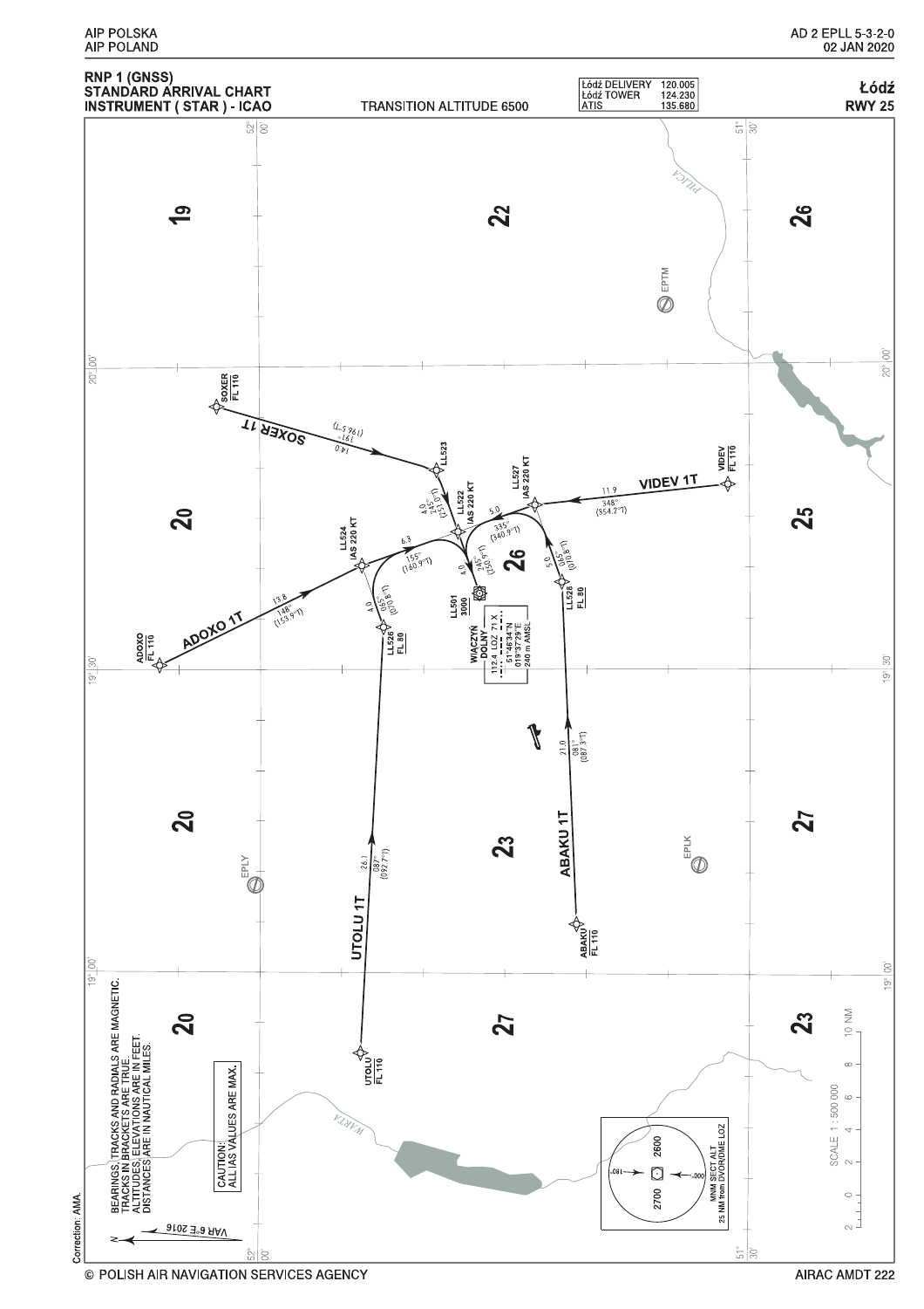# RNP 1 (GNSS) STANDARD ARRIVAL CHART INSTRUMENT (STAR) - ICAO

TRANSITION ALTITUDE 6500

| | |
|---|---|
| Łódź DELIVERY | 120.005 |
| Łódź TOWER | 124.230 |
| ATIS | 135.680 |

**Łódź RWY 25**

SOXER FL 110 — SOXER 1T — 191° (196.5°T) 14.0 — LL523

LL523 — 245° (251.0°T) 4.0 — LL522 IAS 220 KT

VIDEV FL 110 — VIDEV 1T — 348° (354.2°T) 11.9 — LL527 IAS 220 KT

LL527 — 335° (340.9°T) 5.0 — LL522

LL528 FL 80 — 065° (070.8°T) 5.0 — LL527

ABAKU FL 110 — ABAKU 1T — 081° (087.3°T) 21.0 — LL528

ADOXO FL 110 — ADOXO 1T — 148° (153.9°T) 13.8 — LL524 IAS 220 KT

LL524 — 155° (160.9°T) 6.3 — LL522

LL526 FL 80 — 065° (070.8°T) 4.0 — LL524

UTOLU FL 110 — UTOLU 1T — 087° (092.7°T) 26.1 — LL526

LL522 — 245° (250.9°T) 4.0 — LL501 3000

WIACZYŃ DOLNY 112.4 LOZ 71 X 51°46'34"N 019°37'29"E 240 m AMSL

EPTM, EPLY, EPLK

PILICA, WARTA

BEARINGS, TRACKS AND RADIALS ARE MAGNETIC. TRACKS IN BRACKETS ARE TRUE. ALTITUDES, ELEVATIONS ARE IN FEET. DISTANCES ARE IN NAUTICAL MILES.

CAUTION: ALL IAS VALUES ARE MAX.

VAR 6°E 2016

MNM SECT ALT 25 NM from DVOR/DME LOZ: 000°–180° 2600; 180°–000° 2700

SCALE 1 : 500 000 (0–10 NM)

Correction: AMA.

© POLISH AIR NAVIGATION SERVICES AGENCY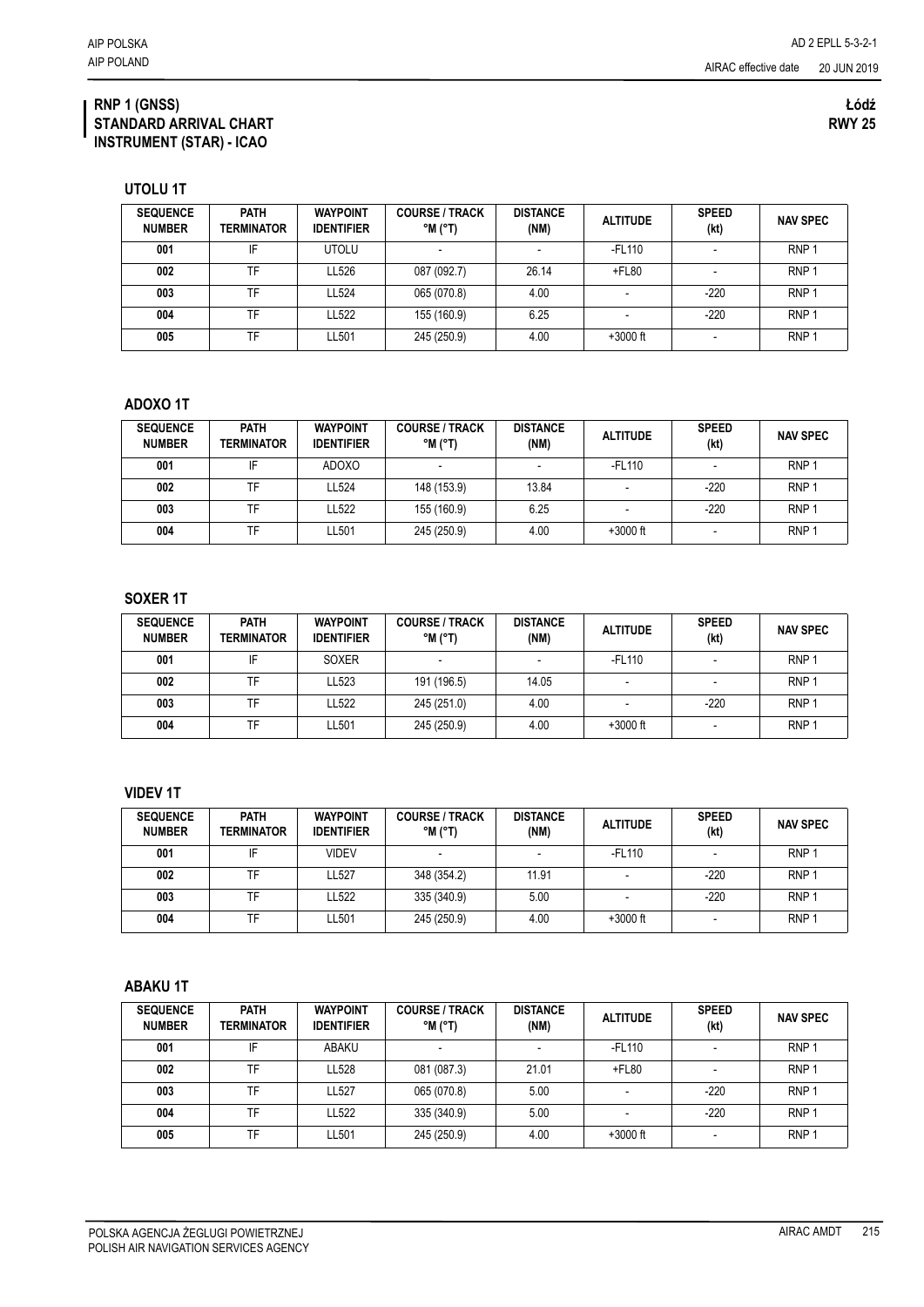**RNP 1 (GNSS)**
**STANDARD ARRIVAL CHART**
**INSTRUMENT (STAR) - ICAO**

**Łódź**
**RWY 25**

### UTOLU 1T

| SEQUENCE NUMBER | PATH TERMINATOR | WAYPOINT IDENTIFIER | COURSE / TRACK °M (°T) | DISTANCE (NM) | ALTITUDE | SPEED (kt) | NAV SPEC |
|---|---|---|---|---|---|---|---|
| 001 | IF | UTOLU | - | - | -FL110 | - | RNP 1 |
| 002 | TF | LL526 | 087 (092.7) | 26.14 | +FL80 | - | RNP 1 |
| 003 | TF | LL524 | 065 (070.8) | 4.00 | - | -220 | RNP 1 |
| 004 | TF | LL522 | 155 (160.9) | 6.25 | - | -220 | RNP 1 |
| 005 | TF | LL501 | 245 (250.9) | 4.00 | +3000 ft | - | RNP 1 |

### ADOXO 1T

| SEQUENCE NUMBER | PATH TERMINATOR | WAYPOINT IDENTIFIER | COURSE / TRACK °M (°T) | DISTANCE (NM) | ALTITUDE | SPEED (kt) | NAV SPEC |
|---|---|---|---|---|---|---|---|
| 001 | IF | ADOXO | - | - | -FL110 | - | RNP 1 |
| 002 | TF | LL524 | 148 (153.9) | 13.84 | - | -220 | RNP 1 |
| 003 | TF | LL522 | 155 (160.9) | 6.25 | - | -220 | RNP 1 |
| 004 | TF | LL501 | 245 (250.9) | 4.00 | +3000 ft | - | RNP 1 |

### SOXER 1T

| SEQUENCE NUMBER | PATH TERMINATOR | WAYPOINT IDENTIFIER | COURSE / TRACK °M (°T) | DISTANCE (NM) | ALTITUDE | SPEED (kt) | NAV SPEC |
|---|---|---|---|---|---|---|---|
| 001 | IF | SOXER | - | - | -FL110 | - | RNP 1 |
| 002 | TF | LL523 | 191 (196.5) | 14.05 | - | - | RNP 1 |
| 003 | TF | LL522 | 245 (251.0) | 4.00 | - | -220 | RNP 1 |
| 004 | TF | LL501 | 245 (250.9) | 4.00 | +3000 ft | - | RNP 1 |

### VIDEV 1T

| SEQUENCE NUMBER | PATH TERMINATOR | WAYPOINT IDENTIFIER | COURSE / TRACK °M (°T) | DISTANCE (NM) | ALTITUDE | SPEED (kt) | NAV SPEC |
|---|---|---|---|---|---|---|---|
| 001 | IF | VIDEV | - | - | -FL110 | - | RNP 1 |
| 002 | TF | LL527 | 348 (354.2) | 11.91 | - | -220 | RNP 1 |
| 003 | TF | LL522 | 335 (340.9) | 5.00 | - | -220 | RNP 1 |
| 004 | TF | LL501 | 245 (250.9) | 4.00 | +3000 ft | - | RNP 1 |

### ABAKU 1T

| SEQUENCE NUMBER | PATH TERMINATOR | WAYPOINT IDENTIFIER | COURSE / TRACK °M (°T) | DISTANCE (NM) | ALTITUDE | SPEED (kt) | NAV SPEC |
|---|---|---|---|---|---|---|---|
| 001 | IF | ABAKU | - | - | -FL110 | - | RNP 1 |
| 002 | TF | LL528 | 081 (087.3) | 21.01 | +FL80 | - | RNP 1 |
| 003 | TF | LL527 | 065 (070.8) | 5.00 | - | -220 | RNP 1 |
| 004 | TF | LL522 | 335 (340.9) | 5.00 | - | -220 | RNP 1 |
| 005 | TF | LL501 | 245 (250.9) | 4.00 | +3000 ft | - | RNP 1 |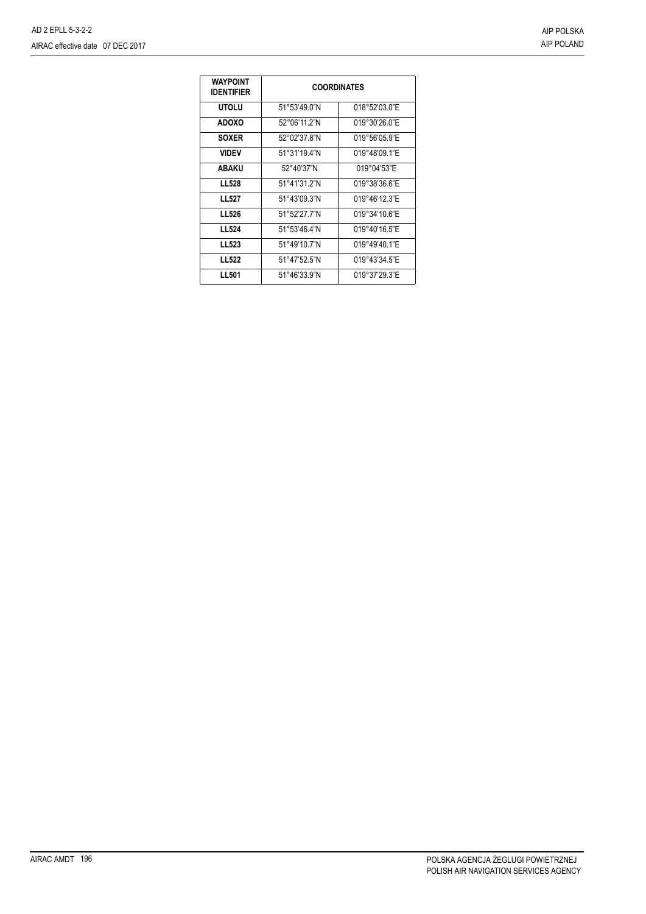| WAYPOINT IDENTIFIER | COORDINATES | |
|---|---|---|
| **UTOLU** | 51°53'49.0"N | 018°52'03.0"E |
| **ADOXO** | 52°06'11.2"N | 019°30'26.0"E |
| **SOXER** | 52°02'37.8"N | 019°56'05.9"E |
| **VIDEV** | 51°31'19.4"N | 019°48'09.1"E |
| **ABAKU** | 52°40'37"N | 019°04'53"E |
| **LL528** | 51°41'31.2"N | 019°38'36.6"E |
| **LL527** | 51°43'09.3"N | 019°46'12.3"E |
| **LL526** | 51°52'27.7"N | 019°34'10.6"E |
| **LL524** | 51°53'46.4"N | 019°40'16.5"E |
| **LL523** | 51°49'10.7"N | 019°49'40.1"E |
| **LL522** | 51°47'52.5"N | 019°43'34.5"E |
| **LL501** | 51°46'33.9"N | 019°37'29.3"E |